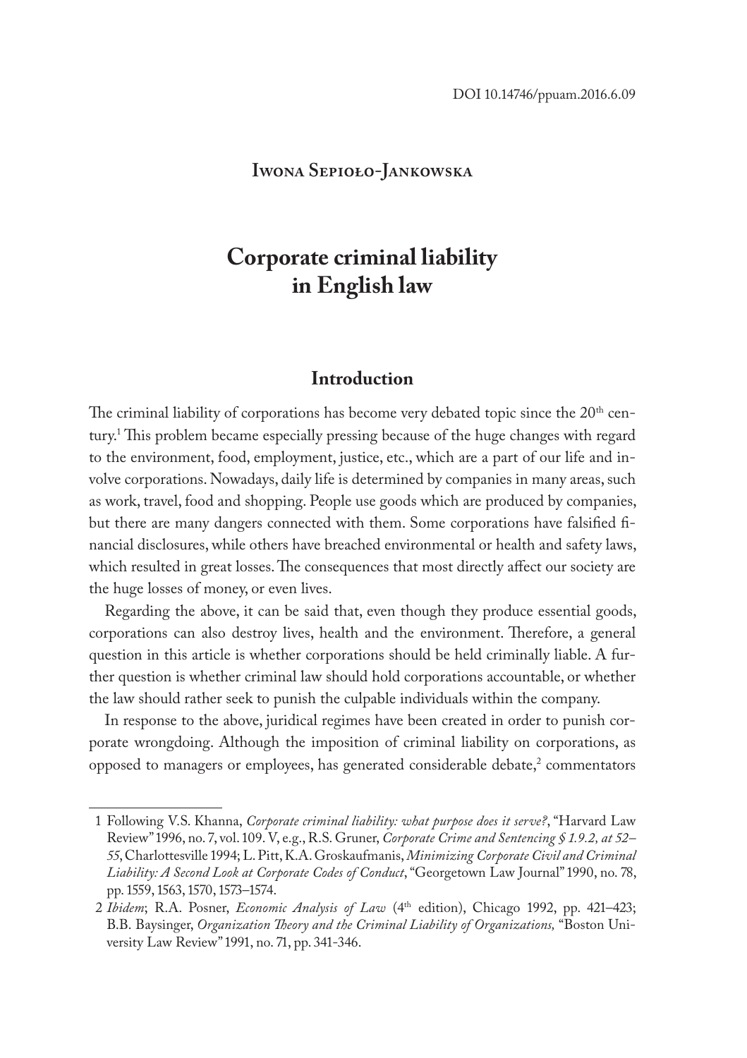DOI 10.14746/ppuam.2016.6.09

Iwona Sepioło-Jankowska

# Corporate criminal liability in English law

## Introduction

The criminal liability of corporations has become very debated topic since the 20th century.[1] This problem became especially pressing because of the huge changes with regard to the environment, food, employment, justice, etc., which are a part of our life and involve corporations. Nowadays, daily life is determined by companies in many areas, such as work, travel, food and shopping. People use goods which are produced by companies, but there are many dangers connected with them. Some corporations have falsified financial disclosures, while others have breached environmental or health and safety laws, which resulted in great losses. The consequences that most directly affect our society are the huge losses of money, or even lives.

Regarding the above, it can be said that, even though they produce essential goods, corporations can also destroy lives, health and the environment. Therefore, a general question in this article is whether corporations should be held criminally liable. A further question is whether criminal law should hold corporations accountable, or whether the law should rather seek to punish the culpable individuals within the company.

In response to the above, juridical regimes have been created in order to punish corporate wrongdoing. Although the imposition of criminal liability on corporations, as opposed to managers or employees, has generated considerable debate,[2] commentators

---

1 Following V.S. Khanna, *Corporate criminal liability: what purpose does it serve?*, "Harvard Law Review" 1996, no. 7, vol. 109. V, e.g., R.S. Gruner, *Corporate Crime and Sentencing § 1.9.2, at 52–55*, Charlottesville 1994; L. Pitt, K.A. Groskaufmanis, *Minimizing Corporate Civil and Criminal Liability: A Second Look at Corporate Codes of Conduct*, "Georgetown Law Journal" 1990, no. 78, pp. 1559, 1563, 1570, 1573–1574.

2 *Ibidem*; R.A. Posner, *Economic Analysis of Law* (4th edition), Chicago 1992, pp. 421–423; B.B. Baysinger, *Organization Theory and the Criminal Liability of Organizations,* "Boston University Law Review" 1991, no. 71, pp. 341-346.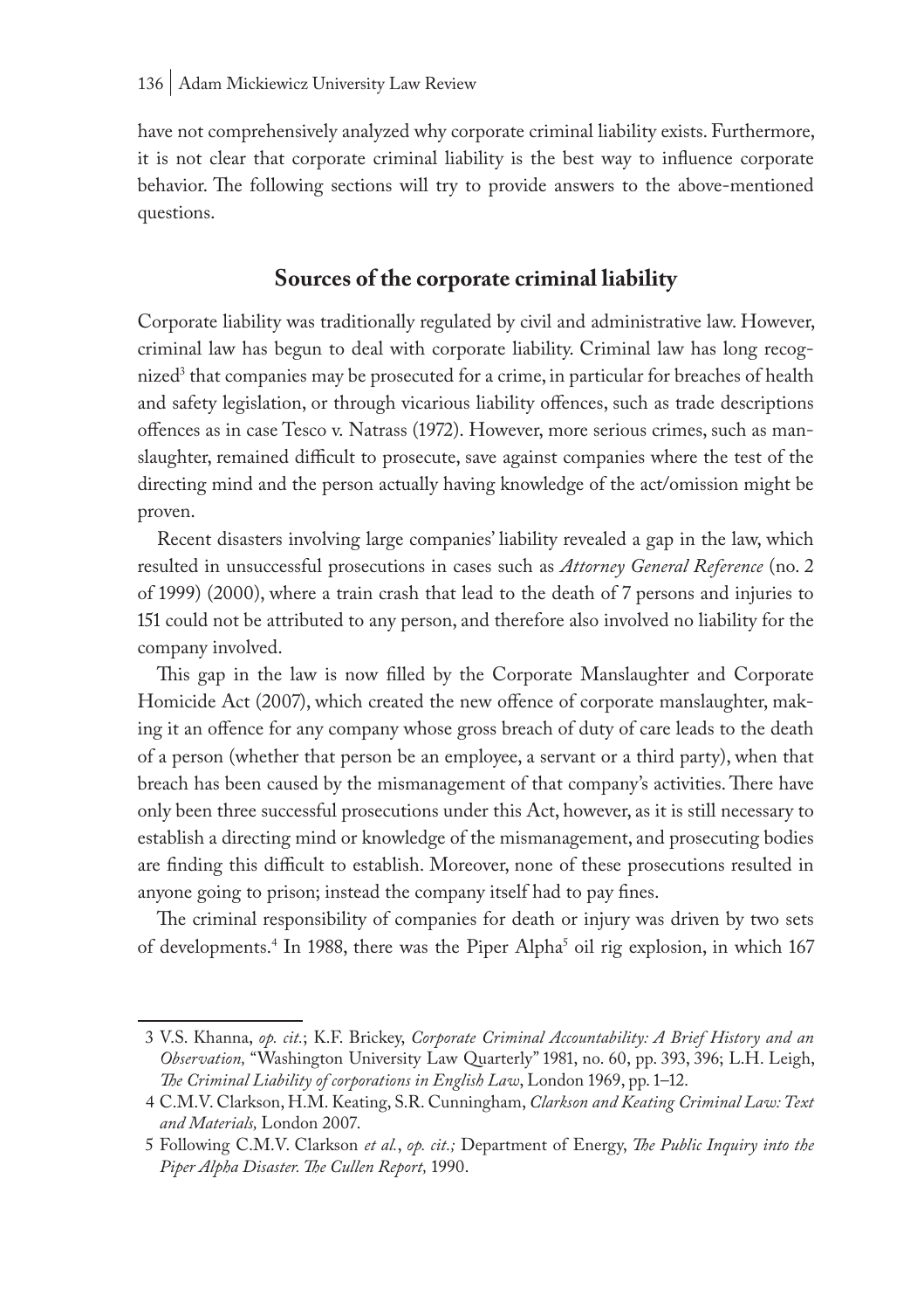have not comprehensively analyzed why corporate criminal liability exists. Furthermore, it is not clear that corporate criminal liability is the best way to influence corporate behavior. The following sections will try to provide answers to the above-mentioned questions.

## Sources of the corporate criminal liability

Corporate liability was traditionally regulated by civil and administrative law. However, criminal law has begun to deal with corporate liability. Criminal law has long recognized[3] that companies may be prosecuted for a crime, in particular for breaches of health and safety legislation, or through vicarious liability offences, such as trade descriptions offences as in case Tesco v. Natrass (1972). However, more serious crimes, such as manslaughter, remained difficult to prosecute, save against companies where the test of the directing mind and the person actually having knowledge of the act/omission might be proven.

Recent disasters involving large companies' liability revealed a gap in the law, which resulted in unsuccessful prosecutions in cases such as *Attorney General Reference* (no. 2 of 1999) (2000), where a train crash that lead to the death of 7 persons and injuries to 151 could not be attributed to any person, and therefore also involved no liability for the company involved.

This gap in the law is now filled by the Corporate Manslaughter and Corporate Homicide Act (2007), which created the new offence of corporate manslaughter, making it an offence for any company whose gross breach of duty of care leads to the death of a person (whether that person be an employee, a servant or a third party), when that breach has been caused by the mismanagement of that company's activities. There have only been three successful prosecutions under this Act, however, as it is still necessary to establish a directing mind or knowledge of the mismanagement, and prosecuting bodies are finding this difficult to establish. Moreover, none of these prosecutions resulted in anyone going to prison; instead the company itself had to pay fines.

The criminal responsibility of companies for death or injury was driven by two sets of developments.[4] In 1988, there was the Piper Alpha[5] oil rig explosion, in which 167

---

3 V.S. Khanna, *op. cit.*; K.F. Brickey, *Corporate Criminal Accountability: A Brief History and an Observation,* "Washington University Law Quarterly" 1981, no. 60, pp. 393, 396; L.H. Leigh, *The Criminal Liability of corporations in English Law*, London 1969, pp. 1–12.

4 C.M.V. Clarkson, H.M. Keating, S.R. Cunningham, *Clarkson and Keating Criminal Law: Text and Materials,* London 2007.

5 Following C.M.V. Clarkson *et al.*, *op. cit.;* Department of Energy, *The Public Inquiry into the Piper Alpha Disaster. The Cullen Report,* 1990.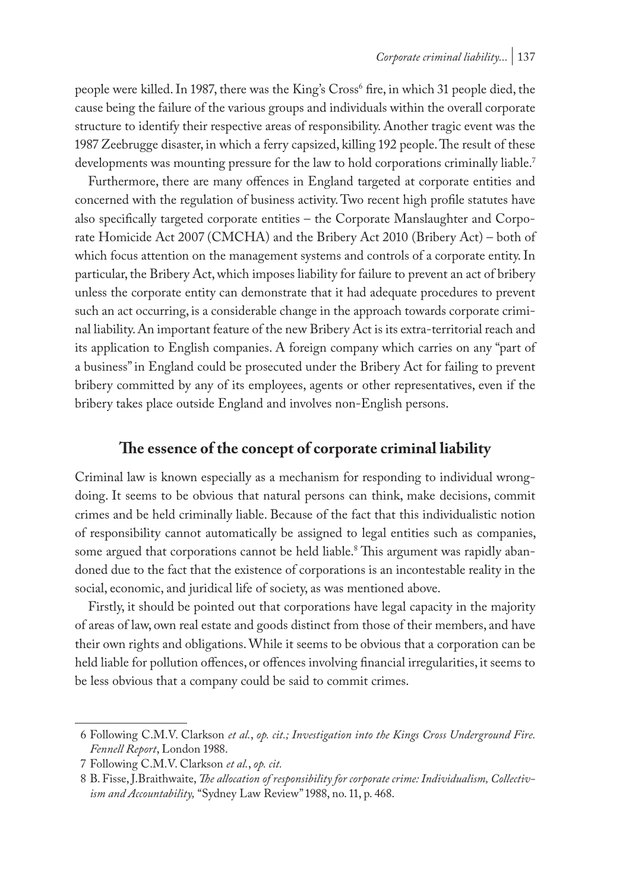people were killed. In 1987, there was the King's Cross[6] fire, in which 31 people died, the cause being the failure of the various groups and individuals within the overall corporate structure to identify their respective areas of responsibility. Another tragic event was the 1987 Zeebrugge disaster, in which a ferry capsized, killing 192 people. The result of these developments was mounting pressure for the law to hold corporations criminally liable.[7]

Furthermore, there are many offences in England targeted at corporate entities and concerned with the regulation of business activity. Two recent high profile statutes have also specifically targeted corporate entities – the Corporate Manslaughter and Corporate Homicide Act 2007 (CMCHA) and the Bribery Act 2010 (Bribery Act) – both of which focus attention on the management systems and controls of a corporate entity. In particular, the Bribery Act, which imposes liability for failure to prevent an act of bribery unless the corporate entity can demonstrate that it had adequate procedures to prevent such an act occurring, is a considerable change in the approach towards corporate criminal liability. An important feature of the new Bribery Act is its extra-territorial reach and its application to English companies. A foreign company which carries on any "part of a business" in England could be prosecuted under the Bribery Act for failing to prevent bribery committed by any of its employees, agents or other representatives, even if the bribery takes place outside England and involves non-English persons.

## The essence of the concept of corporate criminal liability

Criminal law is known especially as a mechanism for responding to individual wrongdoing. It seems to be obvious that natural persons can think, make decisions, commit crimes and be held criminally liable. Because of the fact that this individualistic notion of responsibility cannot automatically be assigned to legal entities such as companies, some argued that corporations cannot be held liable.[8] This argument was rapidly abandoned due to the fact that the existence of corporations is an incontestable reality in the social, economic, and juridical life of society, as was mentioned above.

Firstly, it should be pointed out that corporations have legal capacity in the majority of areas of law, own real estate and goods distinct from those of their members, and have their own rights and obligations. While it seems to be obvious that a corporation can be held liable for pollution offences, or offences involving financial irregularities, it seems to be less obvious that a company could be said to commit crimes.

---

6 Following C.M.V. Clarkson *et al.*, *op. cit.; Investigation into the Kings Cross Underground Fire. Fennell Report*, London 1988.

7 Following C.M.V. Clarkson *et al.*, *op. cit.*

8 B. Fisse, J.Braithwaite, *The allocation of responsibility for corporate crime: Individualism, Collectivism and Accountability,* "Sydney Law Review" 1988, no. 11, p. 468.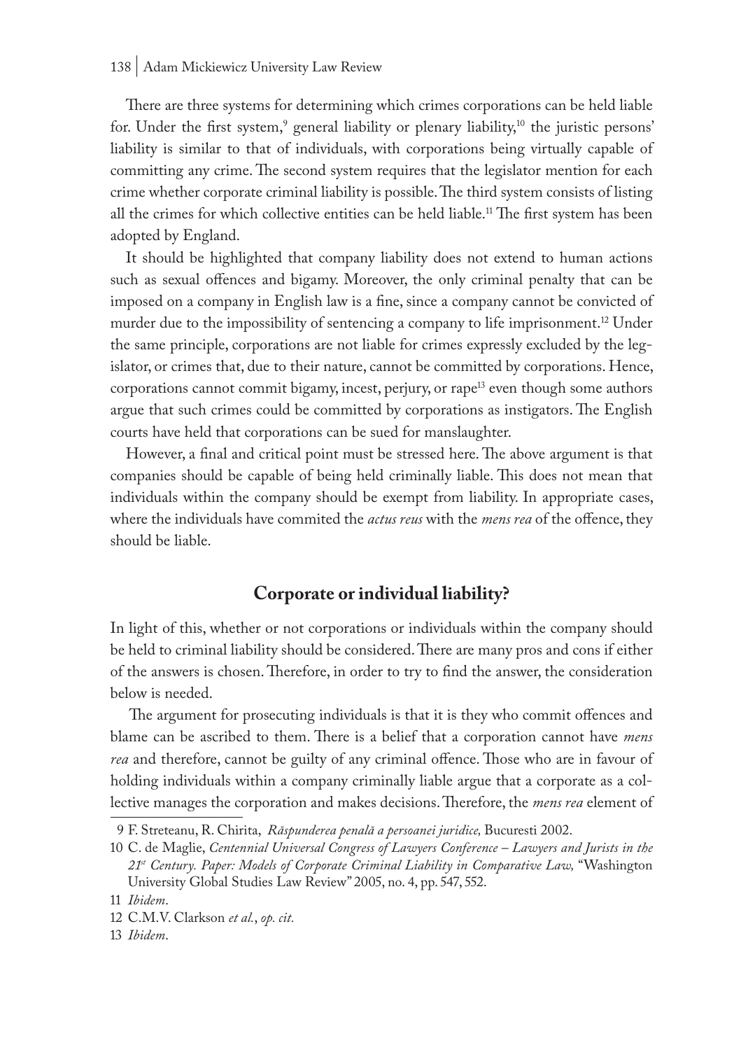There are three systems for determining which crimes corporations can be held liable for. Under the first system,[9] general liability or plenary liability,[10] the juristic persons' liability is similar to that of individuals, with corporations being virtually capable of committing any crime. The second system requires that the legislator mention for each crime whether corporate criminal liability is possible. The third system consists of listing all the crimes for which collective entities can be held liable.[11] The first system has been adopted by England.

It should be highlighted that company liability does not extend to human actions such as sexual offences and bigamy. Moreover, the only criminal penalty that can be imposed on a company in English law is a fine, since a company cannot be convicted of murder due to the impossibility of sentencing a company to life imprisonment.[12] Under the same principle, corporations are not liable for crimes expressly excluded by the legislator, or crimes that, due to their nature, cannot be committed by corporations. Hence, corporations cannot commit bigamy, incest, perjury, or rape[13] even though some authors argue that such crimes could be committed by corporations as instigators. The English courts have held that corporations can be sued for manslaughter.

However, a final and critical point must be stressed here. The above argument is that companies should be capable of being held criminally liable. This does not mean that individuals within the company should be exempt from liability. In appropriate cases, where the individuals have commited the *actus reus* with the *mens rea* of the offence, they should be liable.

## Corporate or individual liability?

In light of this, whether or not corporations or individuals within the company should be held to criminal liability should be considered. There are many pros and cons if either of the answers is chosen. Therefore, in order to try to find the answer, the consideration below is needed.

The argument for prosecuting individuals is that it is they who commit offences and blame can be ascribed to them. There is a belief that a corporation cannot have *mens rea* and therefore, cannot be guilty of any criminal offence. Those who are in favour of holding individuals within a company criminally liable argue that a corporate as a collective manages the corporation and makes decisions. Therefore, the *mens rea* element of

---

9 F. Streteanu, R. Chirita, *Răspunderea penală a persoanei juridice,* Bucuresti 2002.

10 C. de Maglie, *Centennial Universal Congress of Lawyers Conference – Lawyers and Jurists in the 21st Century. Paper: Models of Corporate Criminal Liability in Comparative Law,* "Washington University Global Studies Law Review" 2005, no. 4, pp. 547, 552.

11 *Ibidem*.

12 C.M.V. Clarkson *et al.*, *op. cit.*

13 *Ibidem*.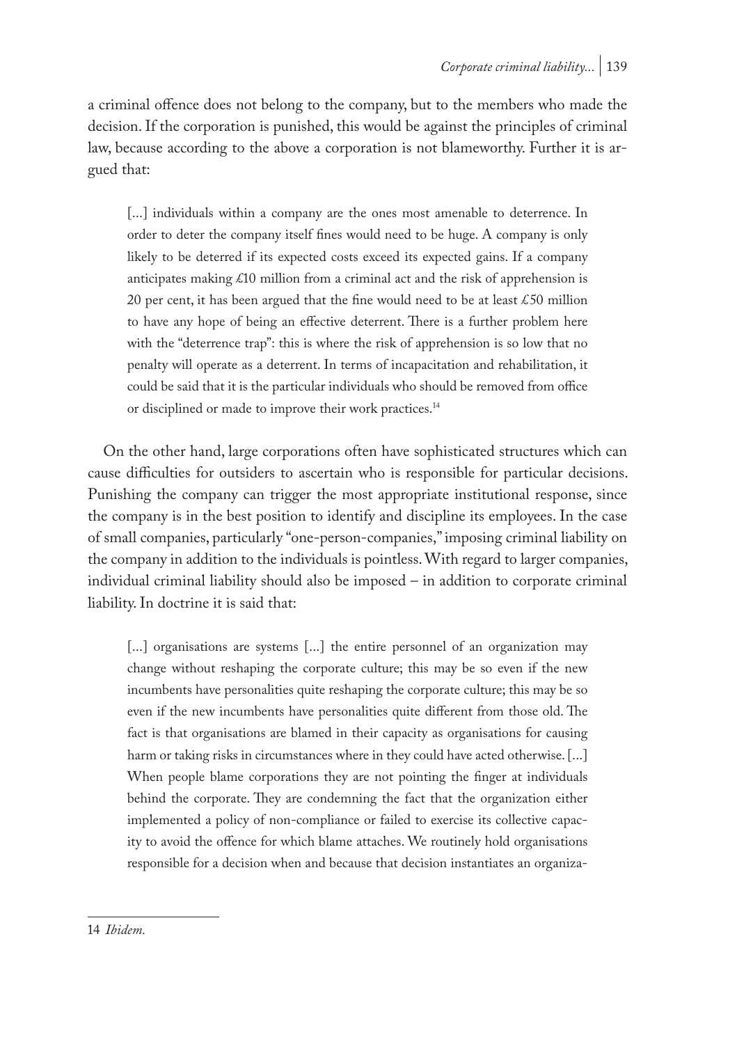a criminal offence does not belong to the company, but to the members who made the decision. If the corporation is punished, this would be against the principles of criminal law, because according to the above a corporation is not blameworthy. Further it is argued that:

> [...] individuals within a company are the ones most amenable to deterrence. In order to deter the company itself fines would need to be huge. A company is only likely to be deterred if its expected costs exceed its expected gains. If a company anticipates making £10 million from a criminal act and the risk of apprehension is 20 per cent, it has been argued that the fine would need to be at least £50 million to have any hope of being an effective deterrent. There is a further problem here with the "deterrence trap": this is where the risk of apprehension is so low that no penalty will operate as a deterrent. In terms of incapacitation and rehabilitation, it could be said that it is the particular individuals who should be removed from office or disciplined or made to improve their work practices.[14]

On the other hand, large corporations often have sophisticated structures which can cause difficulties for outsiders to ascertain who is responsible for particular decisions. Punishing the company can trigger the most appropriate institutional response, since the company is in the best position to identify and discipline its employees. In the case of small companies, particularly "one-person-companies," imposing criminal liability on the company in addition to the individuals is pointless. With regard to larger companies, individual criminal liability should also be imposed – in addition to corporate criminal liability. In doctrine it is said that:

> [...] organisations are systems [...] the entire personnel of an organization may change without reshaping the corporate culture; this may be so even if the new incumbents have personalities quite reshaping the corporate culture; this may be so even if the new incumbents have personalities quite different from those old. The fact is that organisations are blamed in their capacity as organisations for causing harm or taking risks in circumstances where in they could have acted otherwise. [...] When people blame corporations they are not pointing the finger at individuals behind the corporate. They are condemning the fact that the organization either implemented a policy of non-compliance or failed to exercise its collective capacity to avoid the offence for which blame attaches. We routinely hold organisations responsible for a decision when and because that decision instantiates an organiza-

14 *Ibidem.*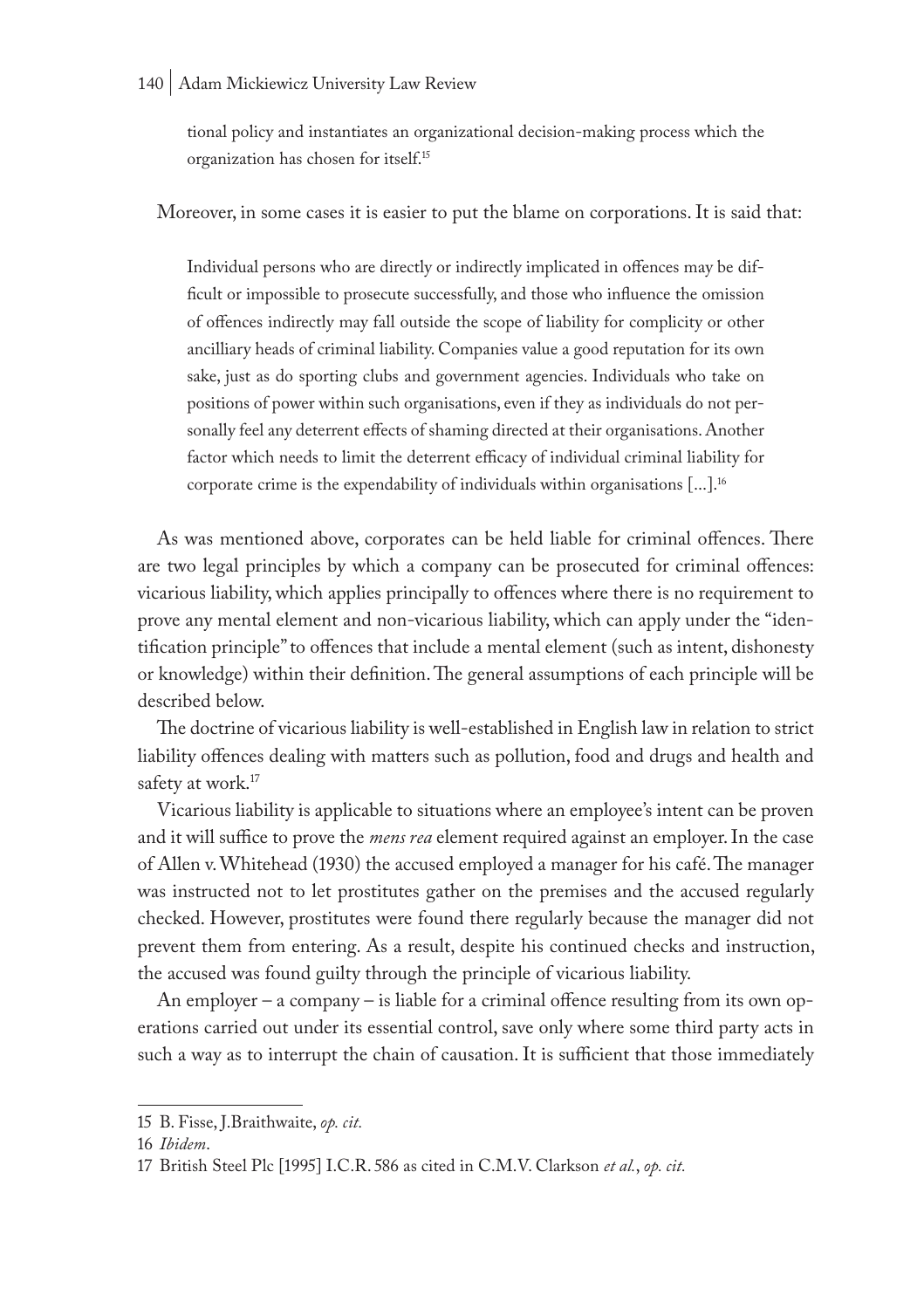tional policy and instantiates an organizational decision-making process which the organization has chosen for itself.[15]

Moreover, in some cases it is easier to put the blame on corporations. It is said that:

> Individual persons who are directly or indirectly implicated in offences may be difficult or impossible to prosecute successfully, and those who influence the omission of offences indirectly may fall outside the scope of liability for complicity or other ancilliary heads of criminal liability. Companies value a good reputation for its own sake, just as do sporting clubs and government agencies. Individuals who take on positions of power within such organisations, even if they as individuals do not personally feel any deterrent effects of shaming directed at their organisations. Another factor which needs to limit the deterrent efficacy of individual criminal liability for corporate crime is the expendability of individuals within organisations [...].[16]

As was mentioned above, corporates can be held liable for criminal offences. There are two legal principles by which a company can be prosecuted for criminal offences: vicarious liability, which applies principally to offences where there is no requirement to prove any mental element and non-vicarious liability, which can apply under the "identification principle" to offences that include a mental element (such as intent, dishonesty or knowledge) within their definition. The general assumptions of each principle will be described below.

The doctrine of vicarious liability is well-established in English law in relation to strict liability offences dealing with matters such as pollution, food and drugs and health and safety at work.[17]

Vicarious liability is applicable to situations where an employee's intent can be proven and it will suffice to prove the *mens rea* element required against an employer. In the case of Allen v. Whitehead (1930) the accused employed a manager for his café. The manager was instructed not to let prostitutes gather on the premises and the accused regularly checked. However, prostitutes were found there regularly because the manager did not prevent them from entering. As a result, despite his continued checks and instruction, the accused was found guilty through the principle of vicarious liability.

An employer – a company – is liable for a criminal offence resulting from its own operations carried out under its essential control, save only where some third party acts in such a way as to interrupt the chain of causation. It is sufficient that those immediately

---

15 B. Fisse, J.Braithwaite, *op. cit.*

16 *Ibidem*.

17 British Steel Plc [1995] I.C.R. 586 as cited in C.M.V. Clarkson *et al.*, *op. cit.*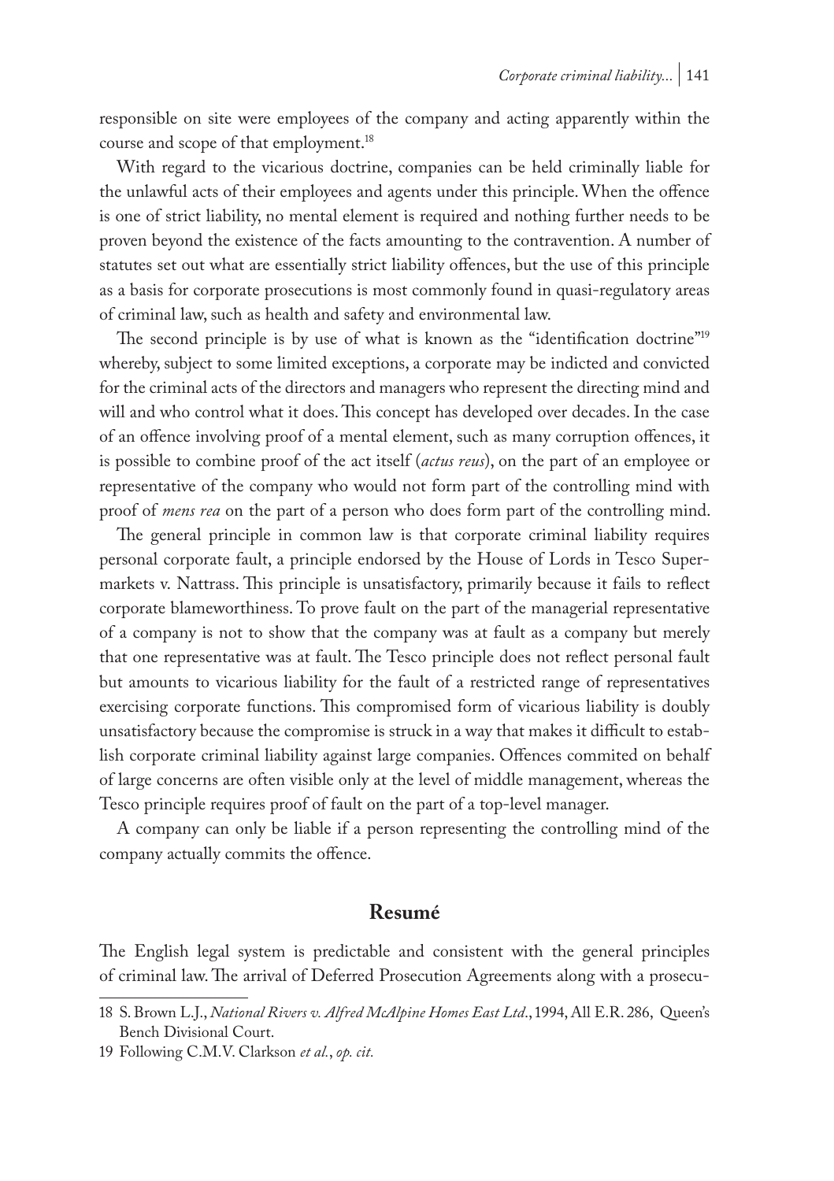responsible on site were employees of the company and acting apparently within the course and scope of that employment.[18]

With regard to the vicarious doctrine, companies can be held criminally liable for the unlawful acts of their employees and agents under this principle. When the offence is one of strict liability, no mental element is required and nothing further needs to be proven beyond the existence of the facts amounting to the contravention. A number of statutes set out what are essentially strict liability offences, but the use of this principle as a basis for corporate prosecutions is most commonly found in quasi-regulatory areas of criminal law, such as health and safety and environmental law.

The second principle is by use of what is known as the "identification doctrine"[19] whereby, subject to some limited exceptions, a corporate may be indicted and convicted for the criminal acts of the directors and managers who represent the directing mind and will and who control what it does. This concept has developed over decades. In the case of an offence involving proof of a mental element, such as many corruption offences, it is possible to combine proof of the act itself (*actus reus*), on the part of an employee or representative of the company who would not form part of the controlling mind with proof of *mens rea* on the part of a person who does form part of the controlling mind.

The general principle in common law is that corporate criminal liability requires personal corporate fault, a principle endorsed by the House of Lords in Tesco Supermarkets v. Nattrass. This principle is unsatisfactory, primarily because it fails to reflect corporate blameworthiness. To prove fault on the part of the managerial representative of a company is not to show that the company was at fault as a company but merely that one representative was at fault. The Tesco principle does not reflect personal fault but amounts to vicarious liability for the fault of a restricted range of representatives exercising corporate functions. This compromised form of vicarious liability is doubly unsatisfactory because the compromise is struck in a way that makes it difficult to establish corporate criminal liability against large companies. Offences commited on behalf of large concerns are often visible only at the level of middle management, whereas the Tesco principle requires proof of fault on the part of a top-level manager.

A company can only be liable if a person representing the controlling mind of the company actually commits the offence.

## Resumé

The English legal system is predictable and consistent with the general principles of criminal law. The arrival of Deferred Prosecution Agreements along with a prosecu-

---

18 S. Brown L.J., *National Rivers v. Alfred McAlpine Homes East Ltd*., 1994, All E.R. 286, Queen's Bench Divisional Court.

19 Following C.M.V. Clarkson *et al.*, *op. cit.*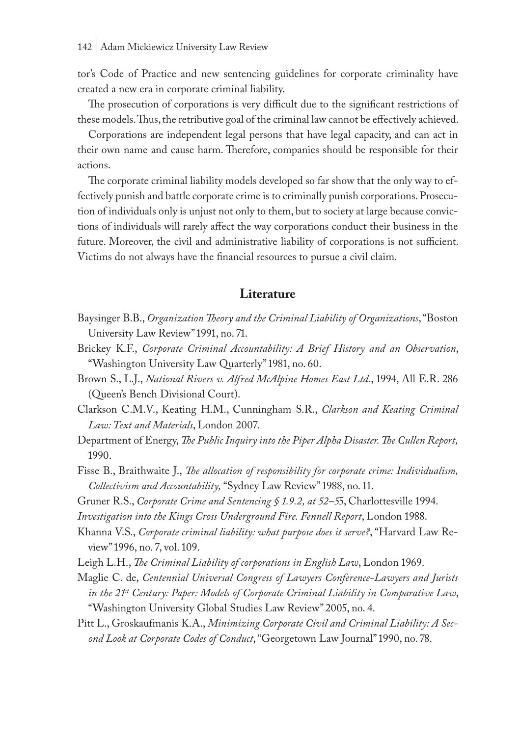tor's Code of Practice and new sentencing guidelines for corporate criminality have created a new era in corporate criminal liability.

The prosecution of corporations is very difficult due to the significant restrictions of these models. Thus, the retributive goal of the criminal law cannot be effectively achieved.

Corporations are independent legal persons that have legal capacity, and can act in their own name and cause harm. Therefore, companies should be responsible for their actions.

The corporate criminal liability models developed so far show that the only way to effectively punish and battle corporate crime is to criminally punish corporations. Prosecution of individuals only is unjust not only to them, but to society at large because convictions of individuals will rarely affect the way corporations conduct their business in the future. Moreover, the civil and administrative liability of corporations is not sufficient. Victims do not always have the financial resources to pursue a civil claim.

## Literature

Baysinger B.B., *Organization Theory and the Criminal Liability of Organizations*, "Boston University Law Review" 1991, no. 71.

Brickey K.F., *Corporate Criminal Accountability: A Brief History and an Observation*, "Washington University Law Quarterly" 1981, no. 60.

Brown S., L.J., *National Rivers v. Alfred McAlpine Homes East Ltd.*, 1994, All E.R. 286 (Queen's Bench Divisional Court).

Clarkson C.M.V., Keating H.M., Cunningham S.R., *Clarkson and Keating Criminal Law: Text and Materials*, London 2007.

Department of Energy, *The Public Inquiry into the Piper Alpha Disaster. The Cullen Report,* 1990.

Fisse B., Braithwaite J., *The allocation of responsibility for corporate crime: Individualism, Collectivism and Accountability,* "Sydney Law Review" 1988, no. 11.

Gruner R.S., *Corporate Crime and Sentencing § 1.9.2, at 52–55*, Charlottesville 1994.

*Investigation into the Kings Cross Underground Fire. Fennell Report*, London 1988.

Khanna V.S., *Corporate criminal liability: what purpose does it serve?*, "Harvard Law Review" 1996, no. 7, vol. 109.

Leigh L.H., *The Criminal Liability of corporations in English Law*, London 1969.

Maglie C. de, *Centennial Universal Congress of Lawyers Conference-Lawyers and Jurists in the 21st Century: Paper: Models of Corporate Criminal Liability in Comparative Law*, "Washington University Global Studies Law Review" 2005, no. 4.

Pitt L., Groskaufmanis K.A., *Minimizing Corporate Civil and Criminal Liability: A Second Look at Corporate Codes of Conduct*, "Georgetown Law Journal" 1990, no. 78.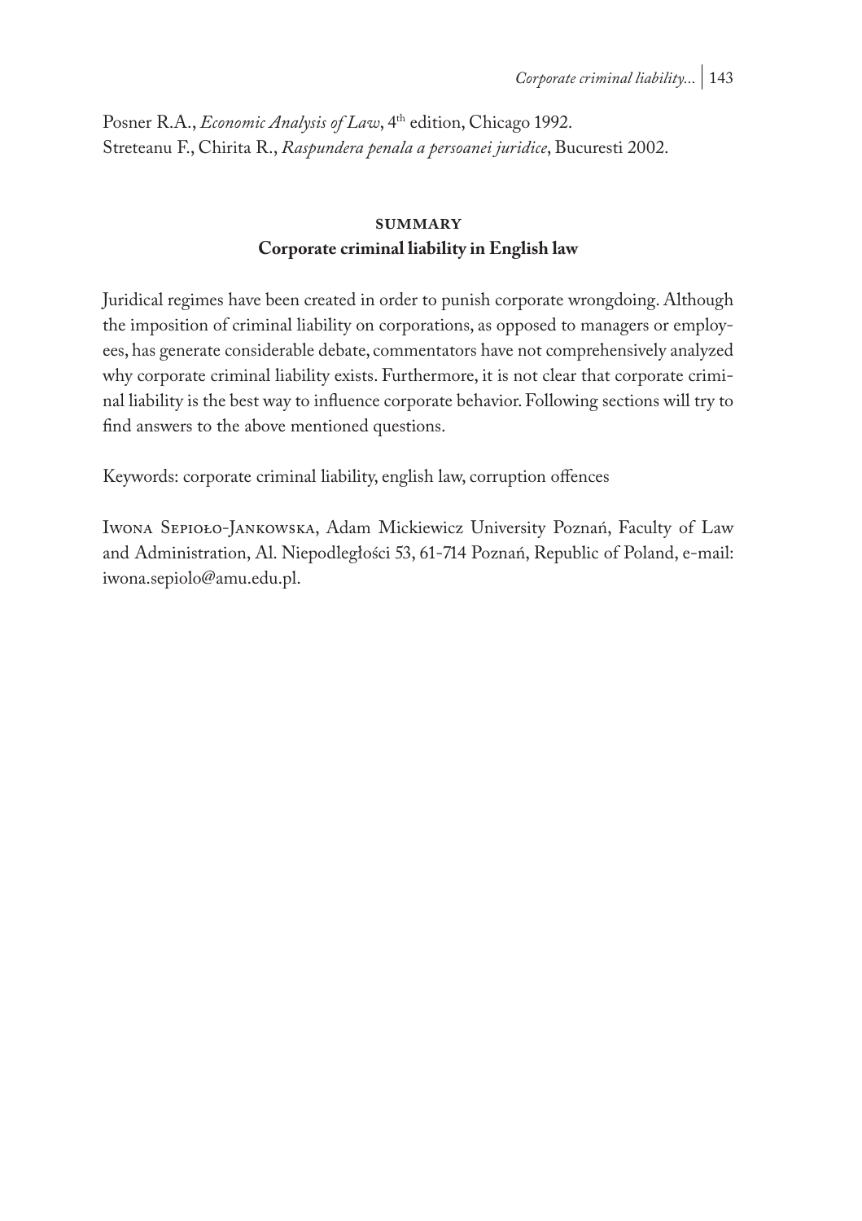Posner R.A., *Economic Analysis of Law*, 4th edition, Chicago 1992.

Streteanu F., Chirita R., *Raspundera penala a persoanei juridice*, Bucuresti 2002.

## SUMMARY

### Corporate criminal liability in English law

Juridical regimes have been created in order to punish corporate wrongdoing. Although the imposition of criminal liability on corporations, as opposed to managers or employees, has generate considerable debate, commentators have not comprehensively analyzed why corporate criminal liability exists. Furthermore, it is not clear that corporate criminal liability is the best way to influence corporate behavior. Following sections will try to find answers to the above mentioned questions.

Keywords: corporate criminal liability, english law, corruption offences

Iwona Sepioło-Jankowska, Adam Mickiewicz University Poznań, Faculty of Law and Administration, Al. Niepodległości 53, 61-714 Poznań, Republic of Poland, e-mail: iwona.sepiolo@amu.edu.pl.